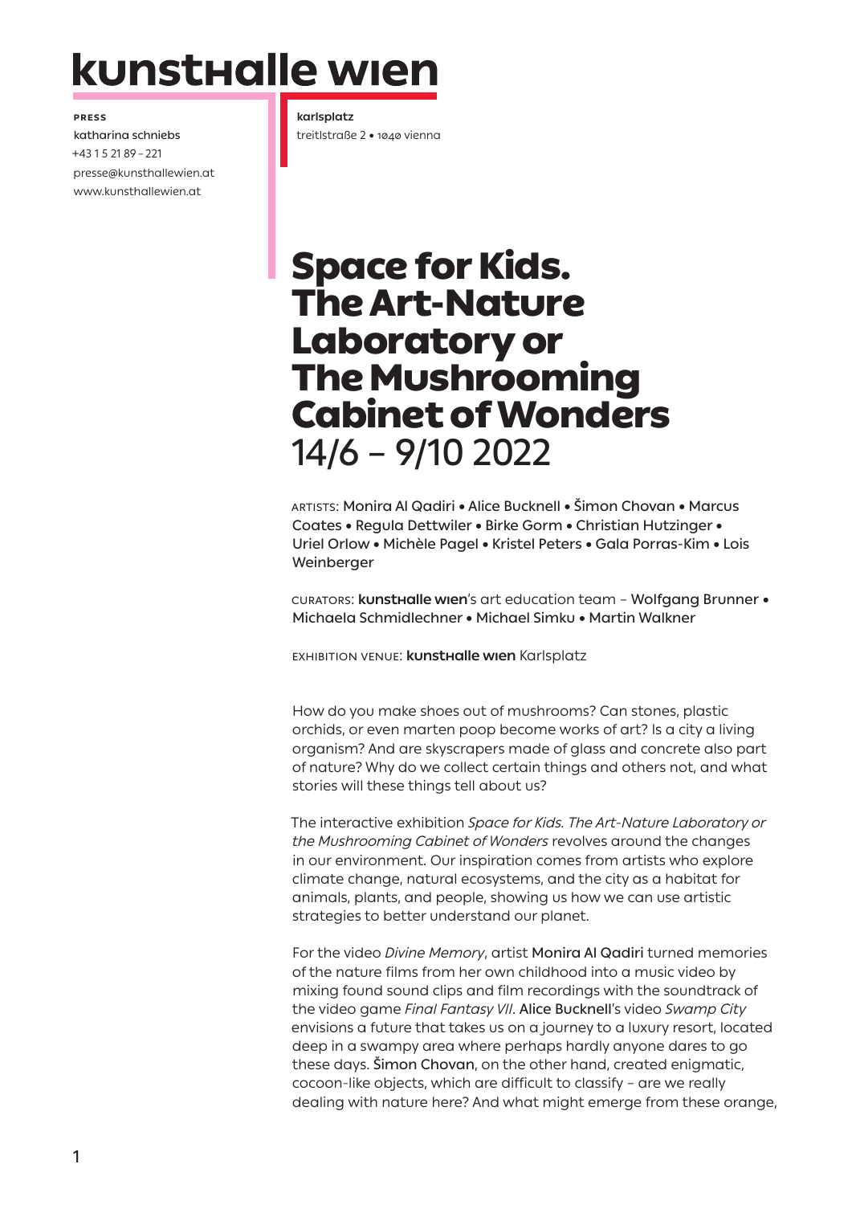# kunsthalle wien

**PRESS**
katharina schniebs
+43 1 5 21 89 – 221
presse@kunsthallewien.at
www.kunsthallewien.at

**karlsplatz**
treitlstraße 2 • 1040 vienna

# Space for Kids. The Art-Nature Laboratory or The Mushrooming Cabinet of Wonders

14/6 – 9/10 2022

ARTISTS: Monira Al Qadiri • Alice Bucknell • Šimon Chovan • Marcus Coates • Regula Dettwiler • Birke Gorm • Christian Hutzinger • Uriel Orlow • Michèle Pagel • Kristel Peters • Gala Porras-Kim • Lois Weinberger

CURATORS: **kunsthalle wien**'s art education team – Wolfgang Brunner • Michaela Schmidlechner • Michael Simku • Martin Walkner

EXHIBITION VENUE: **kunsthalle wien** Karlsplatz

How do you make shoes out of mushrooms? Can stones, plastic orchids, or even marten poop become works of art? Is a city a living organism? And are skyscrapers made of glass and concrete also part of nature? Why do we collect certain things and others not, and what stories will these things tell about us?

The interactive exhibition *Space for Kids. The Art-Nature Laboratory or the Mushrooming Cabinet of Wonders* revolves around the changes in our environment. Our inspiration comes from artists who explore climate change, natural ecosystems, and the city as a habitat for animals, plants, and people, showing us how we can use artistic strategies to better understand our planet.

For the video *Divine Memory*, artist Monira Al Qadiri turned memories of the nature films from her own childhood into a music video by mixing found sound clips and film recordings with the soundtrack of the video game *Final Fantasy VII*. Alice Bucknell's video *Swamp City* envisions a future that takes us on a journey to a luxury resort, located deep in a swampy area where perhaps hardly anyone dares to go these days. Šimon Chovan, on the other hand, created enigmatic, cocoon-like objects, which are difficult to classify – are we really dealing with nature here? And what might emerge from these orange,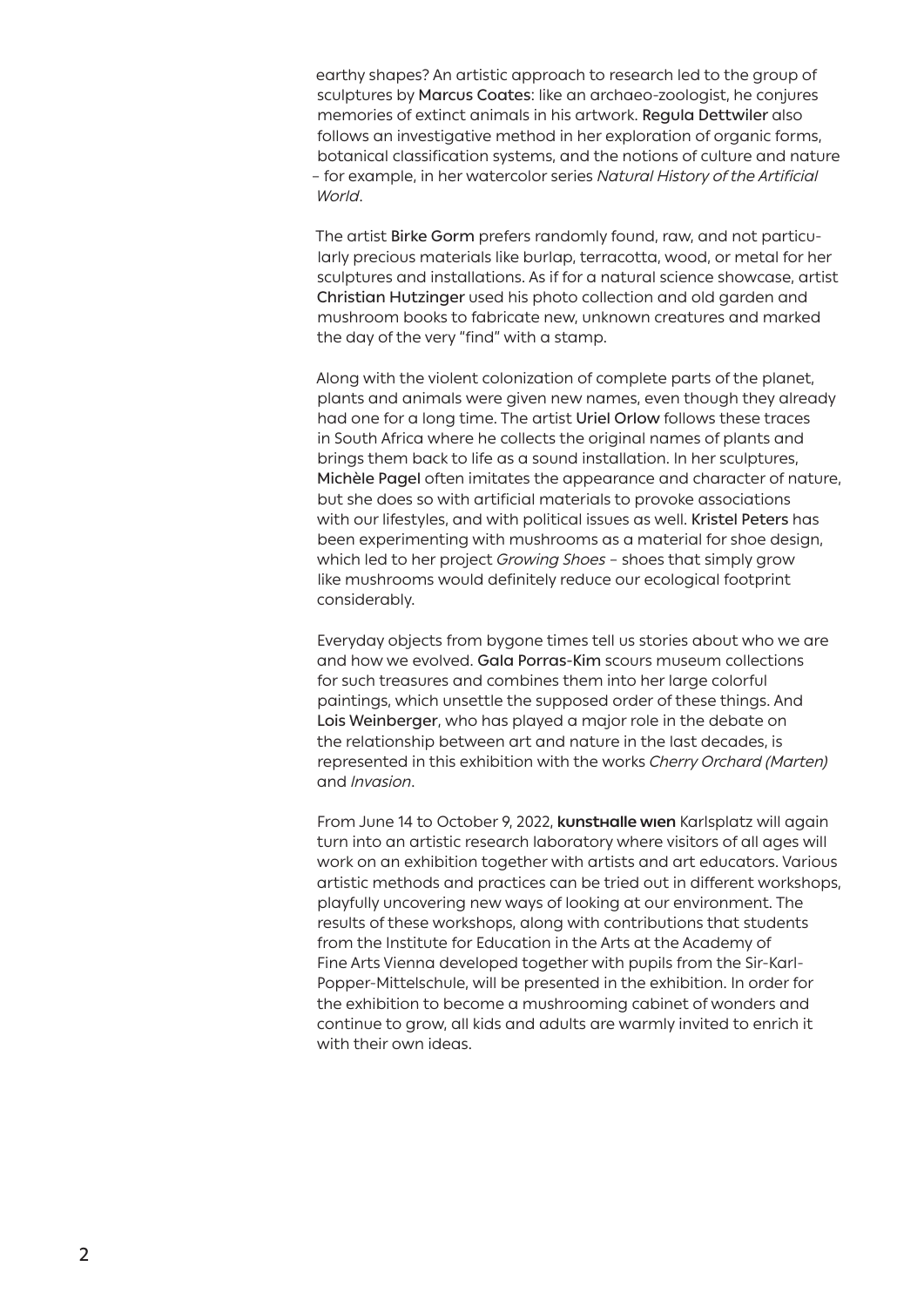earthy shapes? An artistic approach to research led to the group of sculptures by Marcus Coates: like an archaeo-zoologist, he conjures memories of extinct animals in his artwork. Regula Dettwiler also follows an investigative method in her exploration of organic forms, botanical classification systems, and the notions of culture and nature – for example, in her watercolor series *Natural History of the Artificial World*.

The artist Birke Gorm prefers randomly found, raw, and not particularly precious materials like burlap, terracotta, wood, or metal for her sculptures and installations. As if for a natural science showcase, artist Christian Hutzinger used his photo collection and old garden and mushroom books to fabricate new, unknown creatures and marked the day of the very "find" with a stamp.

Along with the violent colonization of complete parts of the planet, plants and animals were given new names, even though they already had one for a long time. The artist Uriel Orlow follows these traces in South Africa where he collects the original names of plants and brings them back to life as a sound installation. In her sculptures, Michèle Pagel often imitates the appearance and character of nature, but she does so with artificial materials to provoke associations with our lifestyles, and with political issues as well. Kristel Peters has been experimenting with mushrooms as a material for shoe design, which led to her project *Growing Shoes* – shoes that simply grow like mushrooms would definitely reduce our ecological footprint considerably.

Everyday objects from bygone times tell us stories about who we are and how we evolved. Gala Porras-Kim scours museum collections for such treasures and combines them into her large colorful paintings, which unsettle the supposed order of these things. And Lois Weinberger, who has played a major role in the debate on the relationship between art and nature in the last decades, is represented in this exhibition with the works *Cherry Orchard (Marten)* and *Invasion*.

From June 14 to October 9, 2022, **kunsthalle wien** Karlsplatz will again turn into an artistic research laboratory where visitors of all ages will work on an exhibition together with artists and art educators. Various artistic methods and practices can be tried out in different workshops, playfully uncovering new ways of looking at our environment. The results of these workshops, along with contributions that students from the Institute for Education in the Arts at the Academy of Fine Arts Vienna developed together with pupils from the Sir-Karl-Popper-Mittelschule, will be presented in the exhibition. In order for the exhibition to become a mushrooming cabinet of wonders and continue to grow, all kids and adults are warmly invited to enrich it with their own ideas.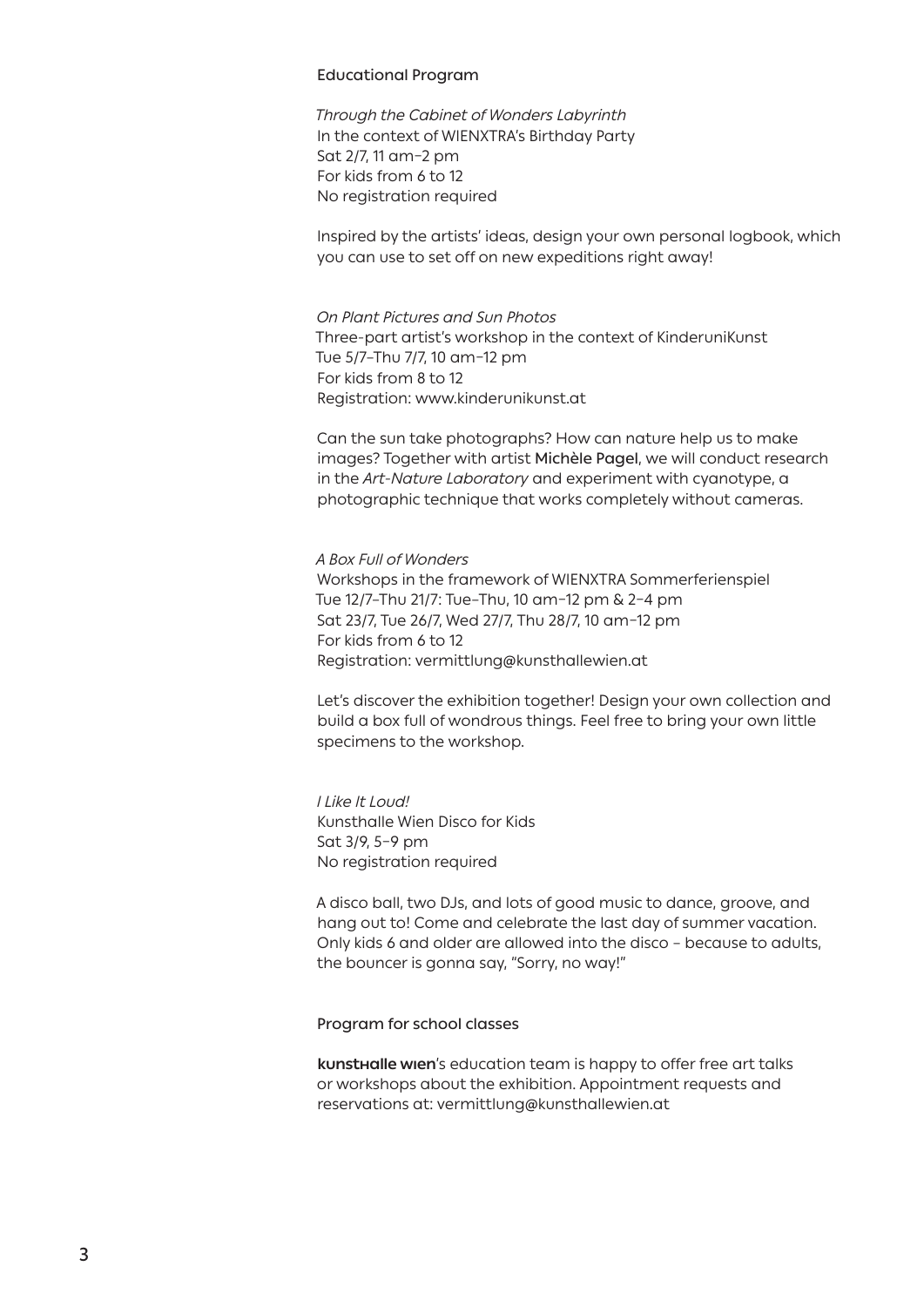## Educational Program

*Through the Cabinet of Wonders Labyrinth*
In the context of WIENXTRA's Birthday Party
Sat 2/7, 11 am–2 pm
For kids from 6 to 12
No registration required

Inspired by the artists' ideas, design your own personal logbook, which you can use to set off on new expeditions right away!

*On Plant Pictures and Sun Photos*
Three-part artist's workshop in the context of KinderuniKunst
Tue 5/7–Thu 7/7, 10 am–12 pm
For kids from 8 to 12
Registration: www.kinderunikunst.at

Can the sun take photographs? How can nature help us to make images? Together with artist **Michèle Pagel**, we will conduct research in the *Art-Nature Laboratory* and experiment with cyanotype, a photographic technique that works completely without cameras.

*A Box Full of Wonders*
Workshops in the framework of WIENXTRA Sommerferienspiel
Tue 12/7–Thu 21/7: Tue–Thu, 10 am–12 pm & 2–4 pm
Sat 23/7, Tue 26/7, Wed 27/7, Thu 28/7, 10 am–12 pm
For kids from 6 to 12
Registration: vermittlung@kunsthallewien.at

Let's discover the exhibition together! Design your own collection and build a box full of wondrous things. Feel free to bring your own little specimens to the workshop.

*I Like It Loud!*
Kunsthalle Wien Disco for Kids
Sat 3/9, 5–9 pm
No registration required

A disco ball, two DJs, and lots of good music to dance, groove, and hang out to! Come and celebrate the last day of summer vacation. Only kids 6 and older are allowed into the disco – because to adults, the bouncer is gonna say, "Sorry, no way!"

## Program for school classes

**kunsthalle wien**'s education team is happy to offer free art talks or workshops about the exhibition. Appointment requests and reservations at: vermittlung@kunsthallewien.at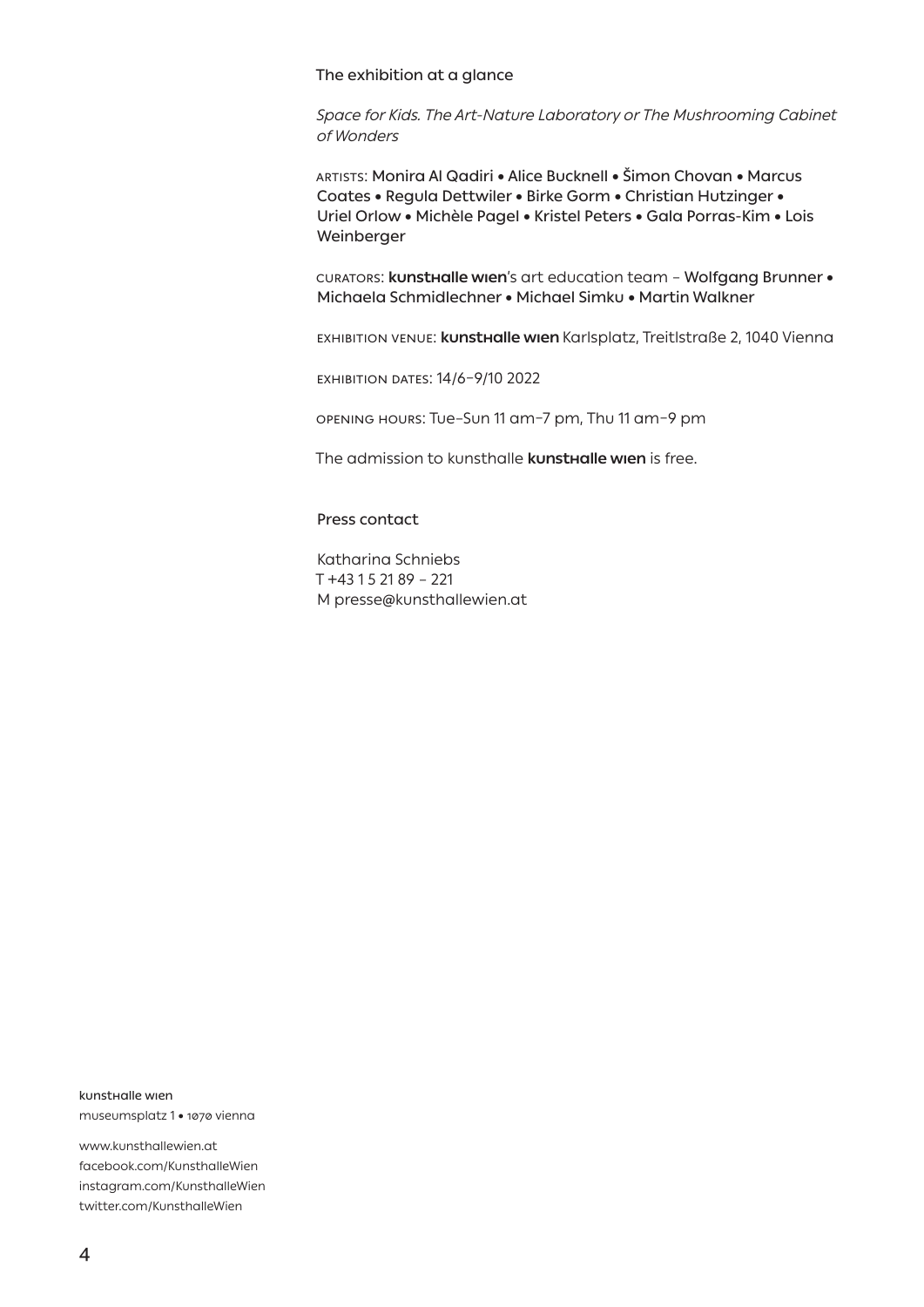## The exhibition at a glance

*Space for Kids. The Art-Nature Laboratory or The Mushrooming Cabinet of Wonders*

ARTISTS: Monira Al Qadiri • Alice Bucknell • Šimon Chovan • Marcus Coates • Regula Dettwiler • Birke Gorm • Christian Hutzinger • Uriel Orlow • Michèle Pagel • Kristel Peters • Gala Porras-Kim • Lois Weinberger

CURATORS: **kunsthalle wien**'s art education team – Wolfgang Brunner • Michaela Schmidlechner • Michael Simku • Martin Walkner

EXHIBITION VENUE: **kunsthalle wien** Karlsplatz, Treitlstraße 2, 1040 Vienna

EXHIBITION DATES: 14/6–9/10 2022

OPENING HOURS: Tue–Sun 11 am–7 pm, Thu 11 am–9 pm

The admission to kunsthalle **kunsthalle wien** is free.

## Press contact

Katharina Schniebs
T +43 1 5 21 89 – 221
M presse@kunsthallewien.at

kunsthalle wien
museumsplatz 1 • 1070 vienna

www.kunsthallewien.at
facebook.com/KunsthalleWien
instagram.com/KunsthalleWien
twitter.com/KunsthalleWien